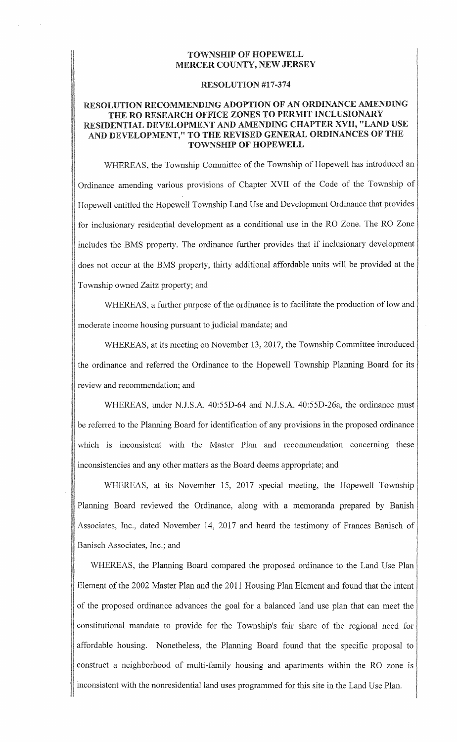**TOWNSHIP OF HOPEWELL**
**MERCER COUNTY, NEW JERSEY**

**RESOLUTION #17-374**

**RESOLUTION RECOMMENDING ADOPTION OF AN ORDINANCE AMENDING THE RO RESEARCH OFFICE ZONES TO PERMIT INCLUSIONARY RESIDENTIAL DEVELOPMENT AND AMENDING CHAPTER XVII, "LAND USE AND DEVELOPMENT," TO THE REVISED GENERAL ORDINANCES OF THE TOWNSHIP OF HOPEWELL**

WHEREAS, the Township Committee of the Township of Hopewell has introduced an Ordinance amending various provisions of Chapter XVII of the Code of the Township of Hopewell entitled the Hopewell Township Land Use and Development Ordinance that provides for inclusionary residential development as a conditional use in the RO Zone. The RO Zone includes the BMS property. The ordinance further provides that if inclusionary development does not occur at the BMS property, thirty additional affordable units will be provided at the Township owned Zaitz property; and

WHEREAS, a further purpose of the ordinance is to facilitate the production of low and moderate income housing pursuant to judicial mandate; and

WHEREAS, at its meeting on November 13, 2017, the Township Committee introduced the ordinance and referred the Ordinance to the Hopewell Township Planning Board for its review and recommendation; and

WHEREAS, under N.J.S.A. 40:55D-64 and N.J.S.A. 40:55D-26a, the ordinance must be referred to the Planning Board for identification of any provisions in the proposed ordinance which is inconsistent with the Master Plan and recommendation concerning these inconsistencies and any other matters as the Board deems appropriate; and

WHEREAS, at its November 15, 2017 special meeting, the Hopewell Township Planning Board reviewed the Ordinance, along with a memoranda prepared by Banish Associates, Inc., dated November 14, 2017 and heard the testimony of Frances Banisch of Banisch Associates, Inc.; and

WHEREAS, the Planning Board compared the proposed ordinance to the Land Use Plan Element of the 2002 Master Plan and the 2011 Housing Plan Element and found that the intent of the proposed ordinance advances the goal for a balanced land use plan that can meet the constitutional mandate to provide for the Township's fair share of the regional need for affordable housing. Nonetheless, the Planning Board found that the specific proposal to construct a neighborhood of multi-family housing and apartments within the RO zone is inconsistent with the nonresidential land uses programmed for this site in the Land Use Plan.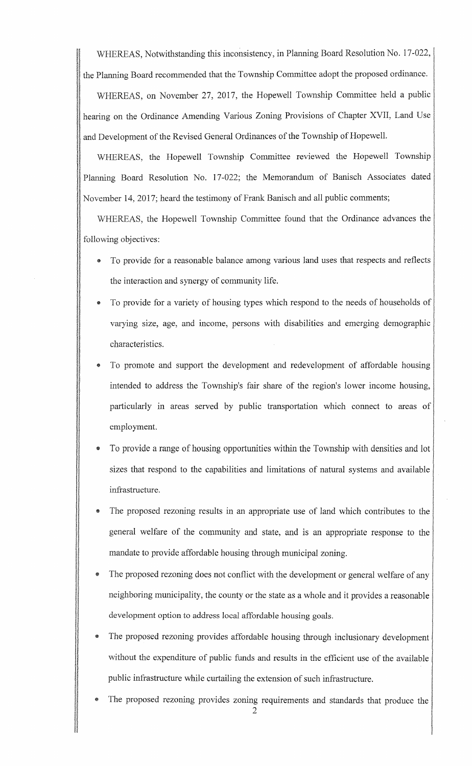WHEREAS, Notwithstanding this inconsistency, in Planning Board Resolution No. 17-022, the Planning Board recommended that the Township Committee adopt the proposed ordinance.

WHEREAS, on November 27, 2017, the Hopewell Township Committee held a public hearing on the Ordinance Amending Various Zoning Provisions of Chapter XVII, Land Use and Development of the Revised General Ordinances of the Township of Hopewell.

WHEREAS, the Hopewell Township Committee reviewed the Hopewell Township Planning Board Resolution No. 17-022; the Memorandum of Banisch Associates dated November 14, 2017; heard the testimony of Frank Banisch and all public comments;

WHEREAS, the Hopewell Township Committee found that the Ordinance advances the following objectives:

- To provide for a reasonable balance among various land uses that respects and reflects the interaction and synergy of community life.
- To provide for a variety of housing types which respond to the needs of households of varying size, age, and income, persons with disabilities and emerging demographic characteristics.
- To promote and support the development and redevelopment of affordable housing intended to address the Township's fair share of the region's lower income housing, particularly in areas served by public transportation which connect to areas of employment.
- To provide a range of housing opportunities within the Township with densities and lot sizes that respond to the capabilities and limitations of natural systems and available infrastructure.
- The proposed rezoning results in an appropriate use of land which contributes to the general welfare of the community and state, and is an appropriate response to the mandate to provide affordable housing through municipal zoning.
- The proposed rezoning does not conflict with the development or general welfare of any neighboring municipality, the county or the state as a whole and it provides a reasonable development option to address local affordable housing goals.
- The proposed rezoning provides affordable housing through inclusionary development without the expenditure of public funds and results in the efficient use of the available public infrastructure while curtailing the extension of such infrastructure.
- The proposed rezoning provides zoning requirements and standards that produce the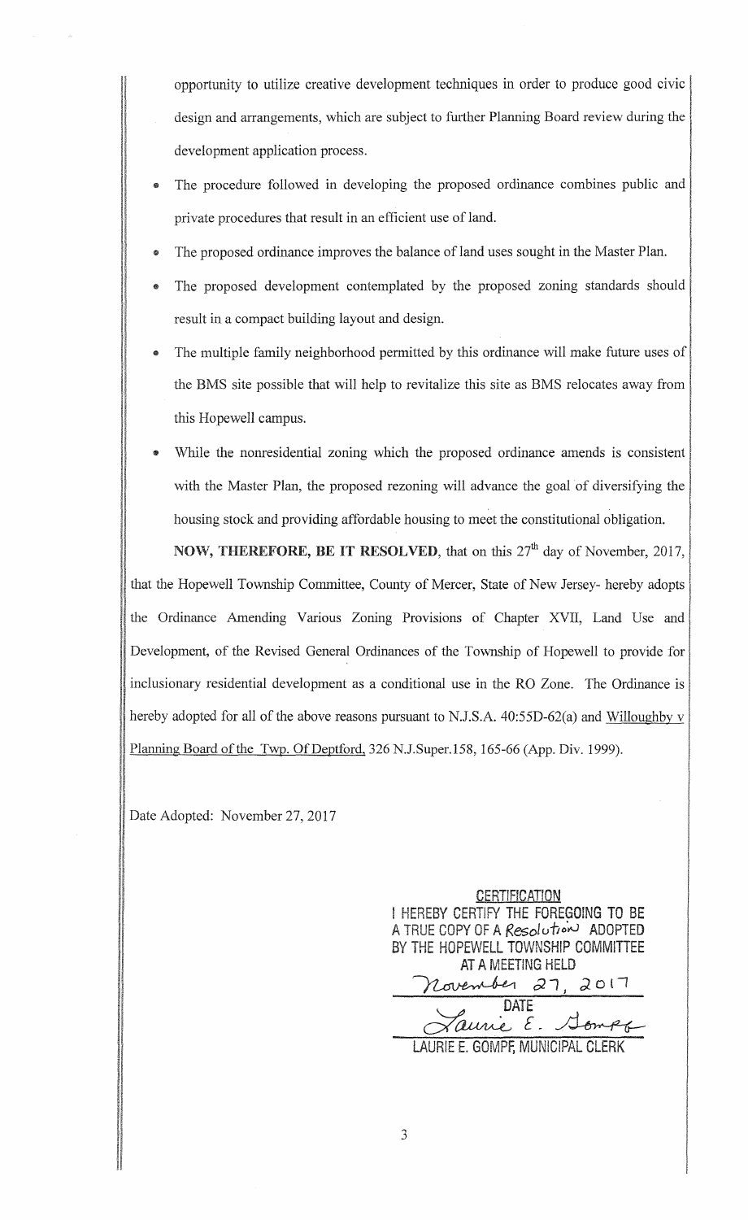opportunity to utilize creative development techniques in order to produce good civic design and arrangements, which are subject to further Planning Board review during the development application process.

- The procedure followed in developing the proposed ordinance combines public and private procedures that result in an efficient use of land.
- The proposed ordinance improves the balance of land uses sought in the Master Plan.
- The proposed development contemplated by the proposed zoning standards should result in a compact building layout and design.
- The multiple family neighborhood permitted by this ordinance will make future uses of the BMS site possible that will help to revitalize this site as BMS relocates away from this Hopewell campus.
- While the nonresidential zoning which the proposed ordinance amends is consistent with the Master Plan, the proposed rezoning will advance the goal of diversifying the housing stock and providing affordable housing to meet the constitutional obligation.

**NOW, THEREFORE, BE IT RESOLVED**, that on this 27th day of November, 2017, that the Hopewell Township Committee, County of Mercer, State of New Jersey- hereby adopts the Ordinance Amending Various Zoning Provisions of Chapter XVII, Land Use and Development, of the Revised General Ordinances of the Township of Hopewell to provide for inclusionary residential development as a conditional use in the RO Zone. The Ordinance is hereby adopted for all of the above reasons pursuant to N.J.S.A. 40:55D-62(a) and Willoughby v Planning Board of the Twp. Of Deptford, 326 N.J.Super.158, 165-66 (App. Div. 1999).

Date Adopted: November 27, 2017

CERTIFICATION

I HEREBY CERTIFY THE FOREGOING TO BE A TRUE COPY OF A Resolution ADOPTED BY THE HOPEWELL TOWNSHIP COMMITTEE AT A MEETING HELD

November 27, 2017

DATE

Laurie E. Gompf

LAURIE E. GOMPF, MUNICIPAL CLERK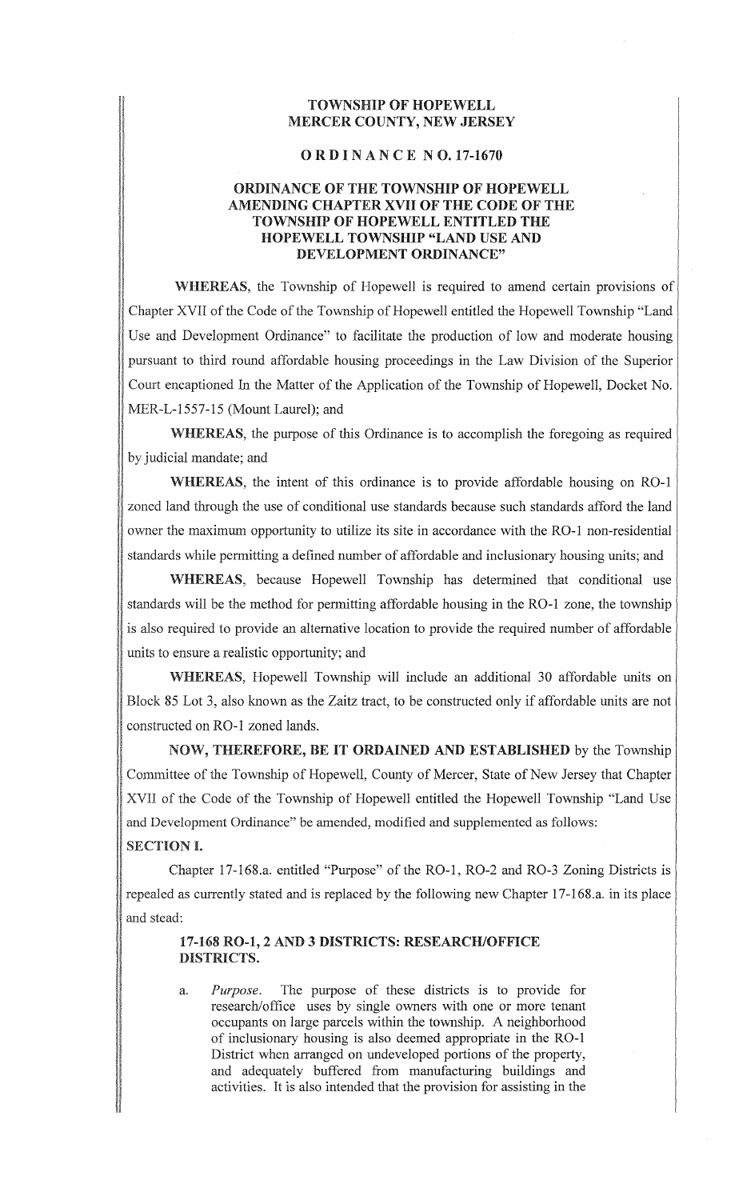**TOWNSHIP OF HOPEWELL**
**MERCER COUNTY, NEW JERSEY**

**ORDINANCE NO. 17-1670**

**ORDINANCE OF THE TOWNSHIP OF HOPEWELL AMENDING CHAPTER XVII OF THE CODE OF THE TOWNSHIP OF HOPEWELL ENTITLED THE HOPEWELL TOWNSHIP "LAND USE AND DEVELOPMENT ORDINANCE"**

**WHEREAS**, the Township of Hopewell is required to amend certain provisions of Chapter XVII of the Code of the Township of Hopewell entitled the Hopewell Township "Land Use and Development Ordinance" to facilitate the production of low and moderate housing pursuant to third round affordable housing proceedings in the Law Division of the Superior Court encaptioned In the Matter of the Application of the Township of Hopewell, Docket No. MER-L-1557-15 (Mount Laurel); and

**WHEREAS**, the purpose of this Ordinance is to accomplish the foregoing as required by judicial mandate; and

**WHEREAS**, the intent of this ordinance is to provide affordable housing on RO-1 zoned land through the use of conditional use standards because such standards afford the land owner the maximum opportunity to utilize its site in accordance with the RO-1 non-residential standards while permitting a defined number of affordable and inclusionary housing units; and

**WHEREAS**, because Hopewell Township has determined that conditional use standards will be the method for permitting affordable housing in the RO-1 zone, the township is also required to provide an alternative location to provide the required number of affordable units to ensure a realistic opportunity; and

**WHEREAS**, Hopewell Township will include an additional 30 affordable units on Block 85 Lot 3, also known as the Zaitz tract, to be constructed only if affordable units are not constructed on RO-1 zoned lands.

**NOW, THEREFORE, BE IT ORDAINED AND ESTABLISHED** by the Township Committee of the Township of Hopewell, County of Mercer, State of New Jersey that Chapter XVII of the Code of the Township of Hopewell entitled the Hopewell Township "Land Use and Development Ordinance" be amended, modified and supplemented as follows:

**SECTION I.**

Chapter 17-168.a. entitled "Purpose" of the RO-1, RO-2 and RO-3 Zoning Districts is repealed as currently stated and is replaced by the following new Chapter 17-168.a. in its place and stead:

**17-168 RO-1, 2 AND 3 DISTRICTS: RESEARCH/OFFICE DISTRICTS.**

a. *Purpose*. The purpose of these districts is to provide for research/office uses by single owners with one or more tenant occupants on large parcels within the township. A neighborhood of inclusionary housing is also deemed appropriate in the RO-1 District when arranged on undeveloped portions of the property, and adequately buffered from manufacturing buildings and activities. It is also intended that the provision for assisting in the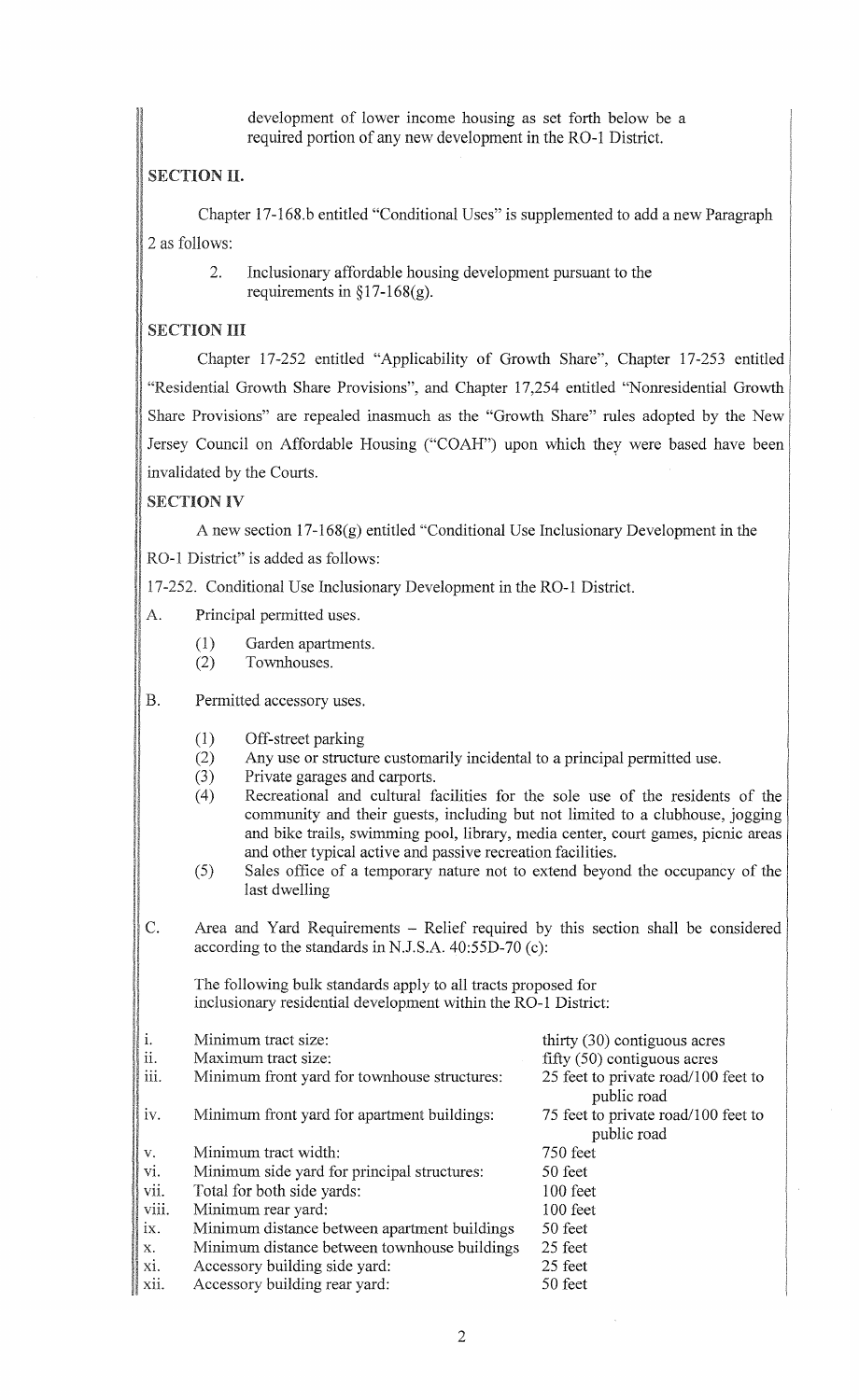development of lower income housing as set forth below be a required portion of any new development in the RO-1 District.

## SECTION II.

Chapter 17-168.b entitled "Conditional Uses" is supplemented to add a new Paragraph 2 as follows:

> 2. Inclusionary affordable housing development pursuant to the requirements in §17-168(g).

## SECTION III

Chapter 17-252 entitled "Applicability of Growth Share", Chapter 17-253 entitled "Residential Growth Share Provisions", and Chapter 17,254 entitled "Nonresidential Growth Share Provisions" are repealed inasmuch as the "Growth Share" rules adopted by the New Jersey Council on Affordable Housing ("COAH") upon which they were based have been invalidated by the Courts.

## SECTION IV

A new section 17-168(g) entitled "Conditional Use Inclusionary Development in the RO-1 District" is added as follows:

17-252. Conditional Use Inclusionary Development in the RO-1 District.

A. Principal permitted uses.

(1) Garden apartments.
(2) Townhouses.

B. Permitted accessory uses.

(1) Off-street parking
(2) Any use or structure customarily incidental to a principal permitted use.
(3) Private garages and carports.
(4) Recreational and cultural facilities for the sole use of the residents of the community and their guests, including but not limited to a clubhouse, jogging and bike trails, swimming pool, library, media center, court games, picnic areas and other typical active and passive recreation facilities.
(5) Sales office of a temporary nature not to extend beyond the occupancy of the last dwelling

C. Area and Yard Requirements – Relief required by this section shall be considered according to the standards in N.J.S.A. 40:55D-70 (c):

The following bulk standards apply to all tracts proposed for inclusionary residential development within the RO-1 District:

| | | |
|---|---|---|
| i. | Minimum tract size: | thirty (30) contiguous acres |
| ii. | Maximum tract size: | fifty (50) contiguous acres |
| iii. | Minimum front yard for townhouse structures: | 25 feet to private road/100 feet to public road |
| iv. | Minimum front yard for apartment buildings: | 75 feet to private road/100 feet to public road |
| v. | Minimum tract width: | 750 feet |
| vi. | Minimum side yard for principal structures: | 50 feet |
| vii. | Total for both side yards: | 100 feet |
| viii. | Minimum rear yard: | 100 feet |
| ix. | Minimum distance between apartment buildings | 50 feet |
| x. | Minimum distance between townhouse buildings | 25 feet |
| xi. | Accessory building side yard: | 25 feet |
| xii. | Accessory building rear yard: | 50 feet |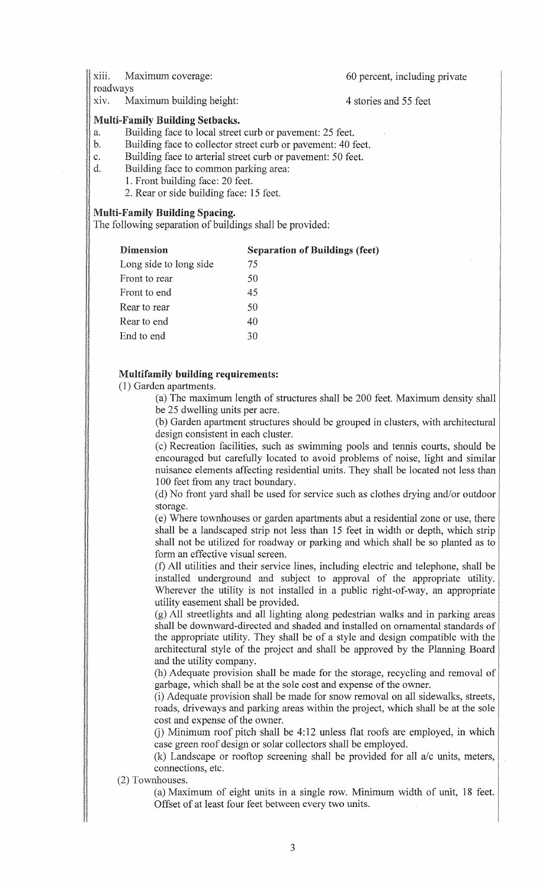xiii. Maximum coverage: 60 percent, including private roadways

xiv. Maximum building height: 4 stories and 55 feet

**Multi-Family Building Setbacks.**

a. Building face to local street curb or pavement: 25 feet.

b. Building face to collector street curb or pavement: 40 feet.

c. Building face to arterial street curb or pavement: 50 feet.

d. Building face to common parking area:

1. Front building face: 20 feet.
2. Rear or side building face: 15 feet.

**Multi-Family Building Spacing.**

The following separation of buildings shall be provided:

| Dimension | Separation of Buildings (feet) |
|---|---|
| Long side to long side | 75 |
| Front to rear | 50 |
| Front to end | 45 |
| Rear to rear | 50 |
| Rear to end | 40 |
| End to end | 30 |

**Multifamily building requirements:**

(1) Garden apartments.

(a) The maximum length of structures shall be 200 feet. Maximum density shall be 25 dwelling units per acre.

(b) Garden apartment structures should be grouped in clusters, with architectural design consistent in each cluster.

(c) Recreation facilities, such as swimming pools and tennis courts, should be encouraged but carefully located to avoid problems of noise, light and similar nuisance elements affecting residential units. They shall be located not less than 100 feet from any tract boundary.

(d) No front yard shall be used for service such as clothes drying and/or outdoor storage.

(e) Where townhouses or garden apartments abut a residential zone or use, there shall be a landscaped strip not less than 15 feet in width or depth, which strip shall not be utilized for roadway or parking and which shall be so planted as to form an effective visual screen.

(f) All utilities and their service lines, including electric and telephone, shall be installed underground and subject to approval of the appropriate utility. Wherever the utility is not installed in a public right-of-way, an appropriate utility easement shall be provided.

(g) All streetlights and all lighting along pedestrian walks and in parking areas shall be downward-directed and shaded and installed on ornamental standards of the appropriate utility. They shall be of a style and design compatible with the architectural style of the project and shall be approved by the Planning Board and the utility company.

(h) Adequate provision shall be made for the storage, recycling and removal of garbage, which shall be at the sole cost and expense of the owner.

(i) Adequate provision shall be made for snow removal on all sidewalks, streets, roads, driveways and parking areas within the project, which shall be at the sole cost and expense of the owner.

(j) Minimum roof pitch shall be 4:12 unless flat roofs are employed, in which case green roof design or solar collectors shall be employed.

(k) Landscape or rooftop screening shall be provided for all a/c units, meters, connections, etc.

(2) Townhouses.

(a) Maximum of eight units in a single row. Minimum width of unit, 18 feet. Offset of at least four feet between every two units.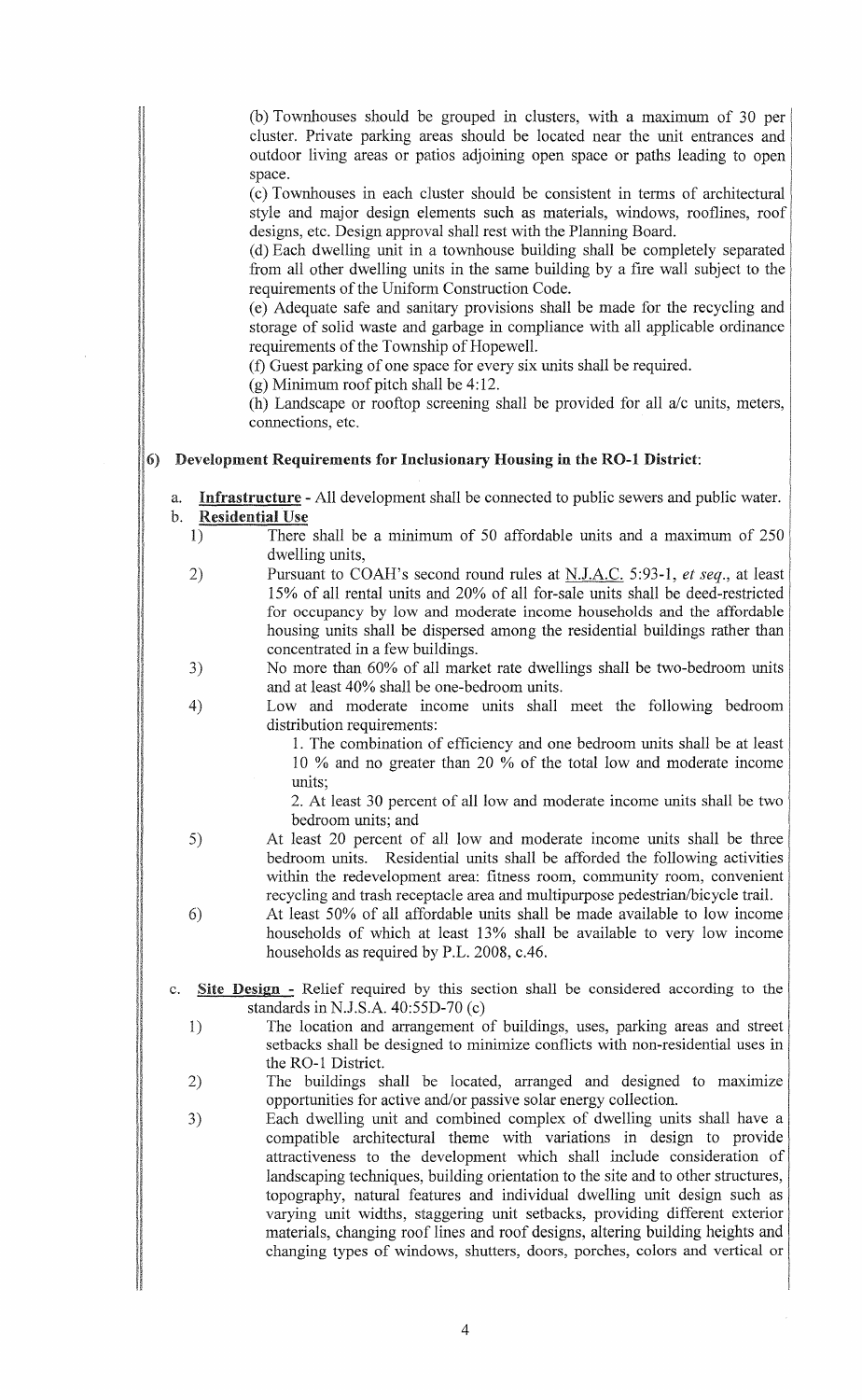(b) Townhouses should be grouped in clusters, with a maximum of 30 per cluster. Private parking areas should be located near the unit entrances and outdoor living areas or patios adjoining open space or paths leading to open space.

(c) Townhouses in each cluster should be consistent in terms of architectural style and major design elements such as materials, windows, rooflines, roof designs, etc. Design approval shall rest with the Planning Board.

(d) Each dwelling unit in a townhouse building shall be completely separated from all other dwelling units in the same building by a fire wall subject to the requirements of the Uniform Construction Code.

(e) Adequate safe and sanitary provisions shall be made for the recycling and storage of solid waste and garbage in compliance with all applicable ordinance requirements of the Township of Hopewell.

(f) Guest parking of one space for every six units shall be required.

(g) Minimum roof pitch shall be 4:12.

(h) Landscape or rooftop screening shall be provided for all a/c units, meters, connections, etc.

**6) Development Requirements for Inclusionary Housing in the RO-1 District:**

a. **Infrastructure** - All development shall be connected to public sewers and public water.

b. **Residential Use**

1) There shall be a minimum of 50 affordable units and a maximum of 250 dwelling units,

2) Pursuant to COAH's second round rules at N.J.A.C. 5:93-1, *et seq.*, at least 15% of all rental units and 20% of all for-sale units shall be deed-restricted for occupancy by low and moderate income households and the affordable housing units shall be dispersed among the residential buildings rather than concentrated in a few buildings.

3) No more than 60% of all market rate dwellings shall be two-bedroom units and at least 40% shall be one-bedroom units.

4) Low and moderate income units shall meet the following bedroom distribution requirements:

   1. The combination of efficiency and one bedroom units shall be at least 10 % and no greater than 20 % of the total low and moderate income units;

   2. At least 30 percent of all low and moderate income units shall be two bedroom units; and

5) At least 20 percent of all low and moderate income units shall be three bedroom units. Residential units shall be afforded the following activities within the redevelopment area: fitness room, community room, convenient recycling and trash receptacle area and multipurpose pedestrian/bicycle trail.

6) At least 50% of all affordable units shall be made available to low income households of which at least 13% shall be available to very low income households as required by P.L. 2008, c.46.

c. **Site Design** - Relief required by this section shall be considered according to the standards in N.J.S.A. 40:55D-70 (c)

1) The location and arrangement of buildings, uses, parking areas and street setbacks shall be designed to minimize conflicts with non-residential uses in the RO-1 District.

2) The buildings shall be located, arranged and designed to maximize opportunities for active and/or passive solar energy collection.

3) Each dwelling unit and combined complex of dwelling units shall have a compatible architectural theme with variations in design to provide attractiveness to the development which shall include consideration of landscaping techniques, building orientation to the site and to other structures, topography, natural features and individual dwelling unit design such as varying unit widths, staggering unit setbacks, providing different exterior materials, changing roof lines and roof designs, altering building heights and changing types of windows, shutters, doors, porches, colors and vertical or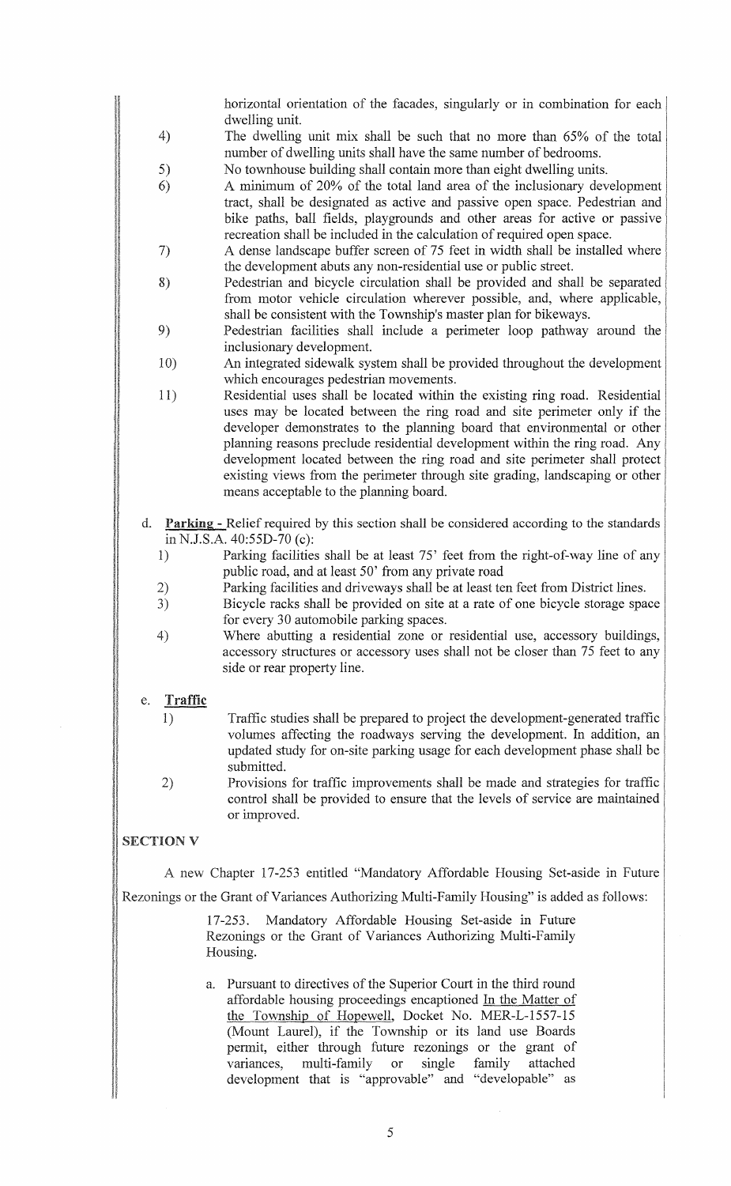horizontal orientation of the facades, singularly or in combination for each dwelling unit.

4) The dwelling unit mix shall be such that no more than 65% of the total number of dwelling units shall have the same number of bedrooms.

5) No townhouse building shall contain more than eight dwelling units.

6) A minimum of 20% of the total land area of the inclusionary development tract, shall be designated as active and passive open space. Pedestrian and bike paths, ball fields, playgrounds and other areas for active or passive recreation shall be included in the calculation of required open space.

7) A dense landscape buffer screen of 75 feet in width shall be installed where the development abuts any non-residential use or public street.

8) Pedestrian and bicycle circulation shall be provided and shall be separated from motor vehicle circulation wherever possible, and, where applicable, shall be consistent with the Township's master plan for bikeways.

9) Pedestrian facilities shall include a perimeter loop pathway around the inclusionary development.

10) An integrated sidewalk system shall be provided throughout the development which encourages pedestrian movements.

11) Residential uses shall be located within the existing ring road. Residential uses may be located between the ring road and site perimeter only if the developer demonstrates to the planning board that environmental or other planning reasons preclude residential development within the ring road. Any development located between the ring road and site perimeter shall protect existing views from the perimeter through site grading, landscaping or other means acceptable to the planning board.

d. **Parking -** Relief required by this section shall be considered according to the standards in N.J.S.A. 40:55D-70 (c):

1) Parking facilities shall be at least 75' feet from the right-of-way line of any public road, and at least 50' from any private road

2) Parking facilities and driveways shall be at least ten feet from District lines.

3) Bicycle racks shall be provided on site at a rate of one bicycle storage space for every 30 automobile parking spaces.

4) Where abutting a residential zone or residential use, accessory buildings, accessory structures or accessory uses shall not be closer than 75 feet to any side or rear property line.

e. **Traffic**

1) Traffic studies shall be prepared to project the development-generated traffic volumes affecting the roadways serving the development. In addition, an updated study for on-site parking usage for each development phase shall be submitted.

2) Provisions for traffic improvements shall be made and strategies for traffic control shall be provided to ensure that the levels of service are maintained or improved.

**SECTION V**

A new Chapter 17-253 entitled "Mandatory Affordable Housing Set-aside in Future Rezonings or the Grant of Variances Authorizing Multi-Family Housing" is added as follows:

17-253. Mandatory Affordable Housing Set-aside in Future Rezonings or the Grant of Variances Authorizing Multi-Family Housing.

a. Pursuant to directives of the Superior Court in the third round affordable housing proceedings encaptioned In the Matter of the Township of Hopewell, Docket No. MER-L-1557-15 (Mount Laurel), if the Township or its land use Boards permit, either through future rezonings or the grant of variances, multi-family or single family attached development that is "approvable" and "developable" as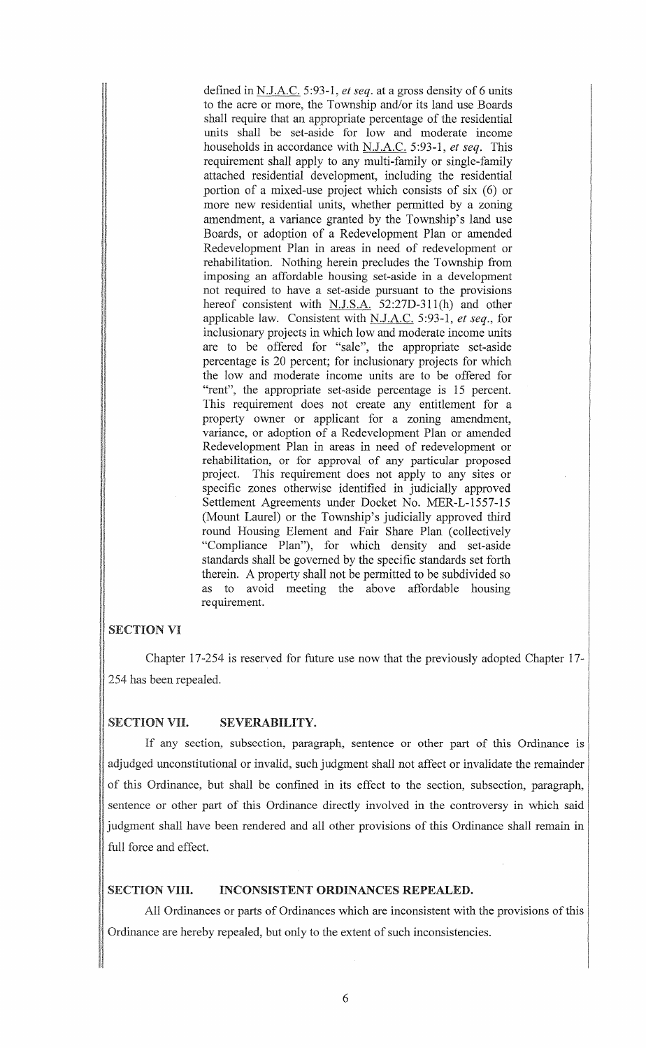defined in N.J.A.C. 5:93-1, *et seq.* at a gross density of 6 units to the acre or more, the Township and/or its land use Boards shall require that an appropriate percentage of the residential units shall be set-aside for low and moderate income households in accordance with N.J.A.C. 5:93-1, *et seq.* This requirement shall apply to any multi-family or single-family attached residential development, including the residential portion of a mixed-use project which consists of six (6) or more new residential units, whether permitted by a zoning amendment, a variance granted by the Township's land use Boards, or adoption of a Redevelopment Plan or amended Redevelopment Plan in areas in need of redevelopment or rehabilitation. Nothing herein precludes the Township from imposing an affordable housing set-aside in a development not required to have a set-aside pursuant to the provisions hereof consistent with N.J.S.A. 52:27D-311(h) and other applicable law. Consistent with N.J.A.C. 5:93-1, *et seq.*, for inclusionary projects in which low and moderate income units are to be offered for "sale", the appropriate set-aside percentage is 20 percent; for inclusionary projects for which the low and moderate income units are to be offered for "rent", the appropriate set-aside percentage is 15 percent. This requirement does not create any entitlement for a property owner or applicant for a zoning amendment, variance, or adoption of a Redevelopment Plan or amended Redevelopment Plan in areas in need of redevelopment or rehabilitation, or for approval of any particular proposed project. This requirement does not apply to any sites or specific zones otherwise identified in judicially approved Settlement Agreements under Docket No. MER-L-1557-15 (Mount Laurel) or the Township's judicially approved third round Housing Element and Fair Share Plan (collectively "Compliance Plan"), for which density and set-aside standards shall be governed by the specific standards set forth therein. A property shall not be permitted to be subdivided so as to avoid meeting the above affordable housing requirement.

## SECTION VI

Chapter 17-254 is reserved for future use now that the previously adopted Chapter 17-254 has been repealed.

## SECTION VII. SEVERABILITY.

If any section, subsection, paragraph, sentence or other part of this Ordinance is adjudged unconstitutional or invalid, such judgment shall not affect or invalidate the remainder of this Ordinance, but shall be confined in its effect to the section, subsection, paragraph, sentence or other part of this Ordinance directly involved in the controversy in which said judgment shall have been rendered and all other provisions of this Ordinance shall remain in full force and effect.

## SECTION VIII. INCONSISTENT ORDINANCES REPEALED.

All Ordinances or parts of Ordinances which are inconsistent with the provisions of this Ordinance are hereby repealed, but only to the extent of such inconsistencies.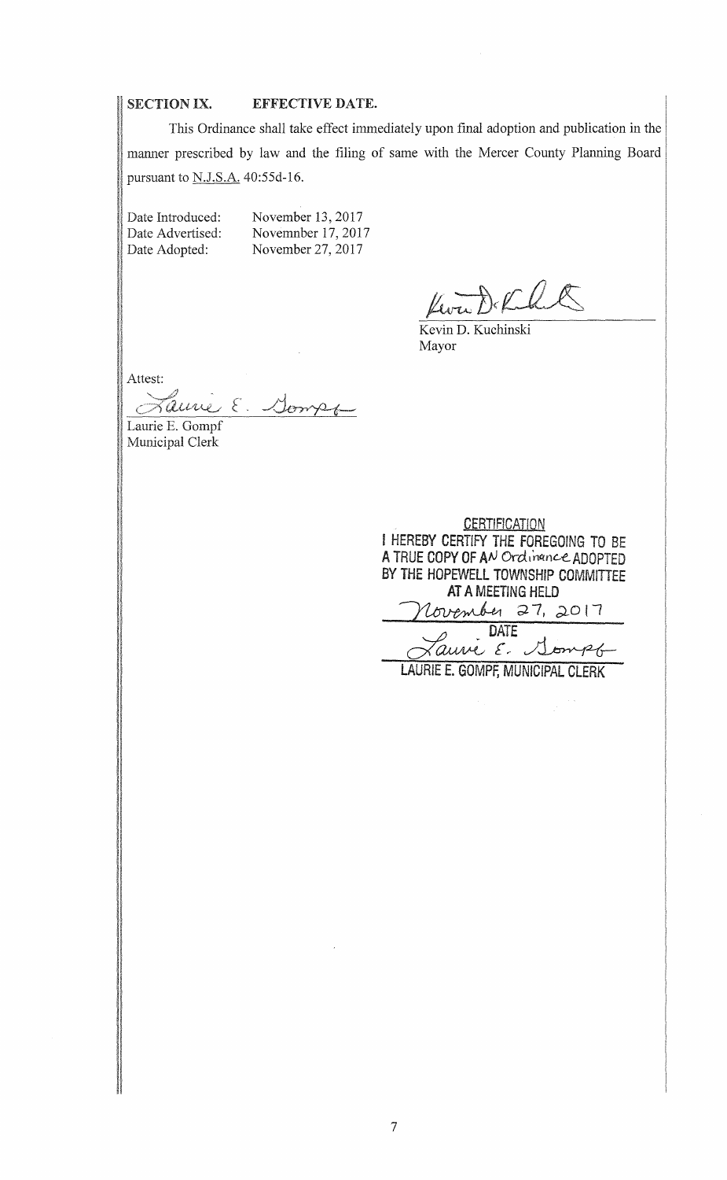**SECTION IX. EFFECTIVE DATE.**

This Ordinance shall take effect immediately upon final adoption and publication in the manner prescribed by law and the filing of same with the Mercer County Planning Board pursuant to N.J.S.A. 40:55d-16.

Date Introduced: November 13, 2017
Date Advertised: Novemnber 17, 2017
Date Adopted: November 27, 2017

Kevin D. Kuchinski
Mayor

Attest:

Laurie E. Gompf
Municipal Clerk

CERTIFICATION

I HEREBY CERTIFY THE FOREGOING TO BE A TRUE COPY OF AN Ordinance ADOPTED BY THE HOPEWELL TOWNSHIP COMMITTEE AT A MEETING HELD

November 27, 2017
DATE

LAURIE E. GOMPF, MUNICIPAL CLERK